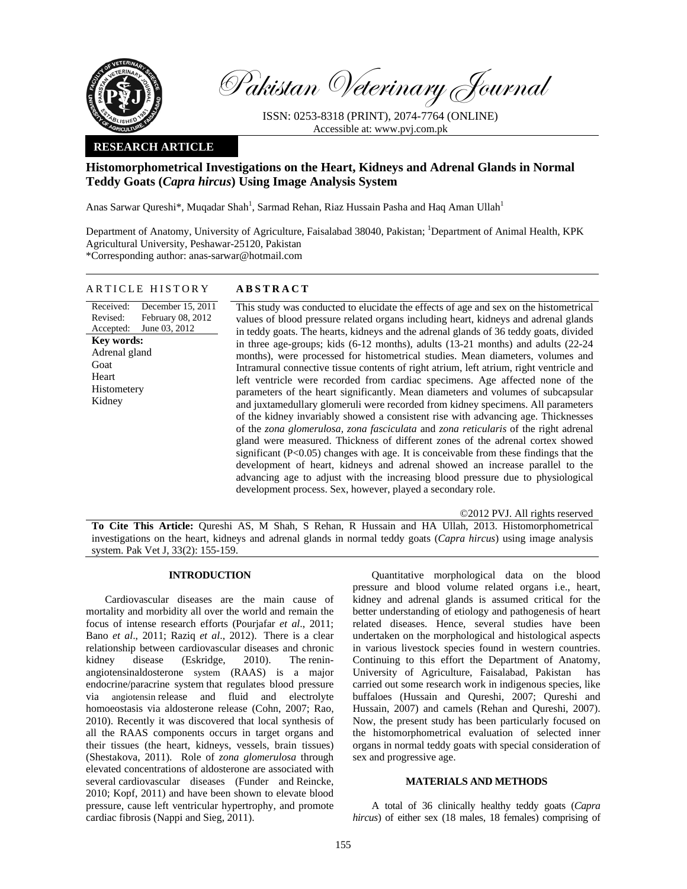Pakistan Veterinary Journal

ISSN: 0253-8318 (PRINT), 2074-7764 (ONLINE)
Accessible at: www.pvj.com.pk

**RESEARCH ARTICLE**

# Histomorphometrical Investigations on the Heart, Kidneys and Adrenal Glands in Normal Teddy Goats (*Capra hircus*) Using Image Analysis System

Anas Sarwar Qureshi*, Muqadar Shah[1], Sarmad Rehan, Riaz Hussain Pasha and Haq Aman Ullah[1]

Department of Anatomy, University of Agriculture, Faisalabad 38040, Pakistan; [1]Department of Animal Health, KPK Agricultural University, Peshawar-25120, Pakistan
*Corresponding author: anas-sarwar@hotmail.com

## ARTICLE HISTORY

Received: December 15, 2011
Revised: February 08, 2012
Accepted: June 03, 2012

**Key words:**
Adrenal gland
Goat
Heart
Histometery
Kidney

## ABSTRACT

This study was conducted to elucidate the effects of age and sex on the histometrical values of blood pressure related organs including heart, kidneys and adrenal glands in teddy goats. The hearts, kidneys and the adrenal glands of 36 teddy goats, divided in three age-groups; kids (6-12 months), adults (13-21 months) and adults (22-24 months), were processed for histometrical studies. Mean diameters, volumes and Intramural connective tissue contents of right atrium, left atrium, right ventricle and left ventricle were recorded from cardiac specimens. Age affected none of the parameters of the heart significantly. Mean diameters and volumes of subcapsular and juxtamedullary glomeruli were recorded from kidney specimens. All parameters of the kidney invariably showed a consistent rise with advancing age. Thicknesses of the *zona glomerulosa*, *zona fasciculata* and *zona reticularis* of the right adrenal gland were measured. Thickness of different zones of the adrenal cortex showed significant ($P<0.05$) changes with age. It is conceivable from these findings that the development of heart, kidneys and adrenal showed an increase parallel to the advancing age to adjust with the increasing blood pressure due to physiological development process. Sex, however, played a secondary role.

©2012 PVJ. All rights reserved

**To Cite This Article:** Qureshi AS, M Shah, S Rehan, R Hussain and HA Ullah, 2013. Histomorphometrical investigations on the heart, kidneys and adrenal glands in normal teddy goats (*Capra hircus*) using image analysis system. Pak Vet J, 33(2): 155-159.

## INTRODUCTION

Cardiovascular diseases are the main cause of mortality and morbidity all over the world and remain the focus of intense research efforts (Pourjafar *et al*., 2011; Bano *et al*., 2011; Raziq *et al*., 2012). There is a clear relationship between cardiovascular diseases and chronic kidney disease (Eskridge, 2010). The renin-angiotensinaldosterone system (RAAS) is a major endocrine/paracrine system that regulates blood pressure via angiotensin release and fluid and electrolyte homoeostasis via aldosterone release (Cohn, 2007; Rao, 2010). Recently it was discovered that local synthesis of all the RAAS components occurs in target organs and their tissues (the heart, kidneys, vessels, brain tissues) (Shestakova, 2011). Role of *zona glomerulosa* through elevated concentrations of aldosterone are associated with several cardiovascular diseases (Funder and Reincke, 2010; Kopf, 2011) and have been shown to elevate blood pressure, cause left ventricular hypertrophy, and promote cardiac fibrosis (Nappi and Sieg, 2011).

Quantitative morphological data on the blood pressure and blood volume related organs i.e., heart, kidney and adrenal glands is assumed critical for the better understanding of etiology and pathogenesis of heart related diseases. Hence, several studies have been undertaken on the morphological and histological aspects in various livestock species found in western countries. Continuing to this effort the Department of Anatomy, University of Agriculture, Faisalabad, Pakistan has carried out some research work in indigenous species, like buffaloes (Hussain and Qureshi, 2007; Qureshi and Hussain, 2007) and camels (Rehan and Qureshi, 2007). Now, the present study has been particularly focused on the histomorphometrical evaluation of selected inner organs in normal teddy goats with special consideration of sex and progressive age.

## MATERIALS AND METHODS

A total of 36 clinically healthy teddy goats (*Capra hircus*) of either sex (18 males, 18 females) comprising of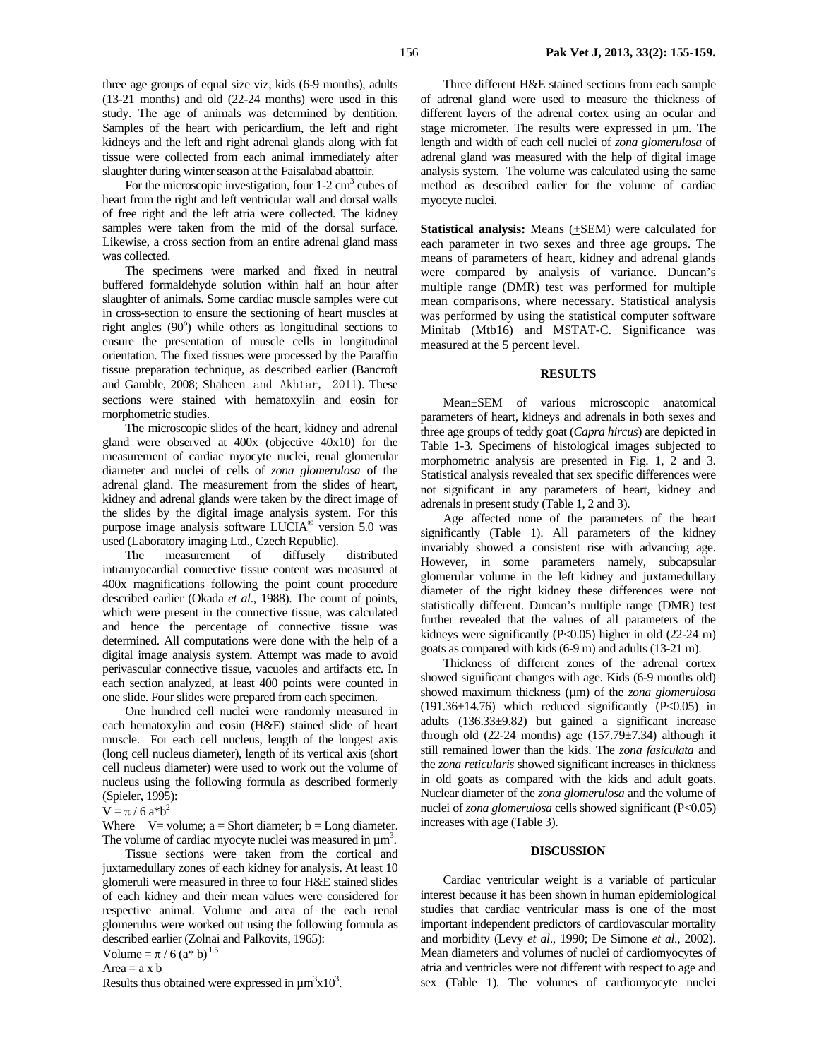three age groups of equal size viz, kids (6-9 months), adults (13-21 months) and old (22-24 months) were used in this study. The age of animals was determined by dentition. Samples of the heart with pericardium, the left and right kidneys and the left and right adrenal glands along with fat tissue were collected from each animal immediately after slaughter during winter season at the Faisalabad abattoir.

For the microscopic investigation, four 1-2 $cm^3$ cubes of heart from the right and left ventricular wall and dorsal walls of free right and the left atria were collected. The kidney samples were taken from the mid of the dorsal surface. Likewise, a cross section from an entire adrenal gland mass was collected.

The specimens were marked and fixed in neutral buffered formaldehyde solution within half an hour after slaughter of animals. Some cardiac muscle samples were cut in cross-section to ensure the sectioning of heart muscles at right angles ($90^o$) while others as longitudinal sections to ensure the presentation of muscle cells in longitudinal orientation. The fixed tissues were processed by the Paraffin tissue preparation technique, as described earlier (Bancroft and Gamble, 2008; Shaheen and Akhtar, 2011). These sections were stained with hematoxylin and eosin for morphometric studies.

The microscopic slides of the heart, kidney and adrenal gland were observed at 400x (objective 40x10) for the measurement of cardiac myocyte nuclei, renal glomerular diameter and nuclei of cells of *zona glomerulosa* of the adrenal gland. The measurement from the slides of heart, kidney and adrenal glands were taken by the direct image of the slides by the digital image analysis system. For this purpose image analysis software LUCIA® version 5.0 was used (Laboratory imaging Ltd., Czech Republic).

The measurement of diffusely distributed intramyocardial connective tissue content was measured at 400x magnifications following the point count procedure described earlier (Okada *et al*., 1988). The count of points, which were present in the connective tissue, was calculated and hence the percentage of connective tissue was determined. All computations were done with the help of a digital image analysis system. Attempt was made to avoid perivascular connective tissue, vacuoles and artifacts etc. In each section analyzed, at least 400 points were counted in one slide. Four slides were prepared from each specimen.

One hundred cell nuclei were randomly measured in each hematoxylin and eosin (H&E) stained slide of heart muscle. For each cell nucleus, length of the longest axis (long cell nucleus diameter), length of its vertical axis (short cell nucleus diameter) were used to work out the volume of nucleus using the following formula as described formerly (Spieler, 1995):

$$V = \pi / 6\, a{*}b^2$$

Where V= volume; a = Short diameter; b = Long diameter. The volume of cardiac myocyte nuclei was measured in $\mu m^3$.

Tissue sections were taken from the cortical and juxtamedullary zones of each kidney for analysis. At least 10 glomeruli were measured in three to four H&E stained slides of each kidney and their mean values were considered for respective animal. Volume and area of the each renal glomerulus were worked out using the following formula as described earlier (Zolnai and Palkovits, 1965):

$$\text{Volume} = \pi / 6\, (a{*}\, b)^{1.5}$$

$$\text{Area} = a \times b$$

Results thus obtained were expressed in $\mu m^3 x10^3$.

Three different H&E stained sections from each sample of adrenal gland were used to measure the thickness of different layers of the adrenal cortex using an ocular and stage micrometer. The results were expressed in µm. The length and width of each cell nuclei of *zona glomerulosa* of adrenal gland was measured with the help of digital image analysis system. The volume was calculated using the same method as described earlier for the volume of cardiac myocyte nuclei.

**Statistical analysis:** Means (±SEM) were calculated for each parameter in two sexes and three age groups. The means of parameters of heart, kidney and adrenal glands were compared by analysis of variance. Duncan's multiple range (DMR) test was performed for multiple mean comparisons, where necessary. Statistical analysis was performed by using the statistical computer software Minitab (Mtb16) and MSTAT-C. Significance was measured at the 5 percent level.

## RESULTS

Mean±SEM of various microscopic anatomical parameters of heart, kidneys and adrenals in both sexes and three age groups of teddy goat (*Capra hircus*) are depicted in Table 1-3. Specimens of histological images subjected to morphometric analysis are presented in Fig. 1, 2 and 3. Statistical analysis revealed that sex specific differences were not significant in any parameters of heart, kidney and adrenals in present study (Table 1, 2 and 3).

Age affected none of the parameters of the heart significantly (Table 1). All parameters of the kidney invariably showed a consistent rise with advancing age. However, in some parameters namely, subcapsular glomerular volume in the left kidney and juxtamedullary diameter of the right kidney these differences were not statistically different. Duncan's multiple range (DMR) test further revealed that the values of all parameters of the kidneys were significantly ($P<0.05$) higher in old (22-24 m) goats as compared with kids (6-9 m) and adults (13-21 m).

Thickness of different zones of the adrenal cortex showed significant changes with age. Kids (6-9 months old) showed maximum thickness (µm) of the *zona glomerulosa* (191.36±14.76) which reduced significantly ($P<0.05$) in adults (136.33±9.82) but gained a significant increase through old (22-24 months) age (157.79±7.34) although it still remained lower than the kids. The *zona fasiculata* and the *zona reticularis* showed significant increases in thickness in old goats as compared with the kids and adult goats. Nuclear diameter of the *zona glomerulosa* and the volume of nuclei of *zona glomerulosa* cells showed significant ($P<0.05$) increases with age (Table 3).

## DISCUSSION

Cardiac ventricular weight is a variable of particular interest because it has been shown in human epidemiological studies that cardiac ventricular mass is one of the most important independent predictors of cardiovascular mortality and morbidity (Levy *et al*., 1990; De Simone *et al*., 2002). Mean diameters and volumes of nuclei of cardiomyocytes of atria and ventricles were not different with respect to age and sex (Table 1). The volumes of cardiomyocyte nuclei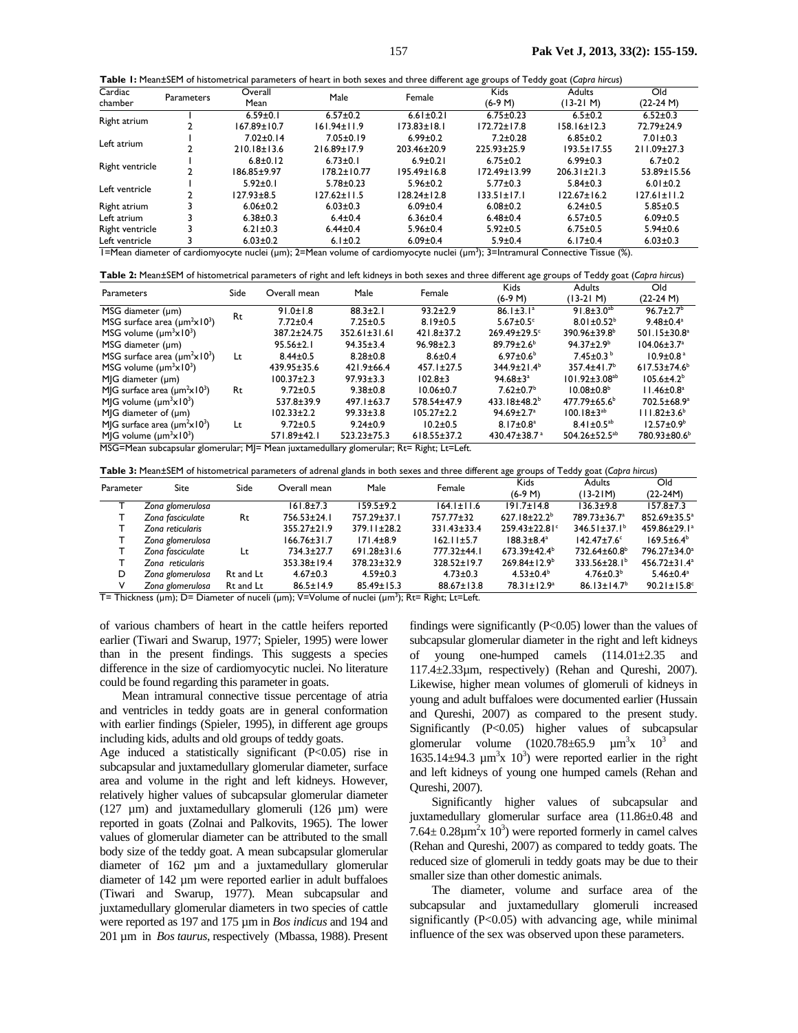**Table 1:** Mean±SEM of histometrical parameters of heart in both sexes and three different age groups of Teddy goat (*Capra hircus*)

| Cardiac chamber | Parameters | Overall Mean | Male | Female | Kids (6-9 M) | Adults (13-21 M) | Old (22-24 M) |
|---|---|---|---|---|---|---|---|
| Right atrium | 1 | 6.59±0.1 | 6.57±0.2 | 6.61±0.21 | 6.75±0.23 | 6.5±0.2 | 6.52±0.3 |
| | 2 | 167.89±10.7 | 161.94±11.9 | 173.83±18.1 | 172.72±17.8 | 158.16±12.3 | 72.79±24.9 |
| Left atrium | 1 | 7.02±0.14 | 7.05±0.19 | 6.99±0.2 | 7.2±0.28 | 6.85±0.2 | 7.01±0.3 |
| | 2 | 210.18±13.6 | 216.89±17.9 | 203.46±20.9 | 225.93±25.9 | 193.5±17.55 | 211.09±27.3 |
| Right ventricle | 1 | 6.8±0.12 | 6.73±0.1 | 6.9±0.21 | 6.75±0.2 | 6.99±0.3 | 6.7±0.2 |
| | 2 | 186.85±9.97 | 178.2±10.77 | 195.49±16.8 | 172.49±13.99 | 206.31±21.3 | 53.89±15.56 |
| Left ventricle | 1 | 5.92±0.1 | 5.78±0.23 | 5.96±0.2 | 5.77±0.3 | 5.84±0.3 | 6.01±0.2 |
| | 2 | 127.93±8.5 | 127.62±11.5 | 128.24±12.8 | 133.51±17.1 | 122.67±16.2 | 127.61±11.2 |
| Right atrium | 3 | 6.06±0.2 | 6.03±0.3 | 6.09±0.4 | 6.08±0.2 | 6.24±0.5 | 5.85±0.5 |
| Left atrium | 3 | 6.38±0.3 | 6.4±0.4 | 6.36±0.4 | 6.48±0.4 | 6.57±0.5 | 6.09±0.5 |
| Right ventricle | 3 | 6.21±0.3 | 6.44±0.4 | 5.96±0.4 | 5.92±0.5 | 6.75±0.5 | 5.94±0.6 |
| Left ventricle | 3 | 6.03±0.2 | 6.1±0.2 | 6.09±0.4 | 5.9±0.4 | 6.17±0.4 | 6.03±0.3 |

1=Mean diameter of cardiomyocyte nuclei (µm); 2=Mean volume of cardiomyocyte nuclei (µm$^3$); 3=Intramural Connective Tissue (%).

**Table 2:** Mean±SEM of histometrical parameters of right and left kidneys in both sexes and three different age groups of Teddy goat (*Capra hircus*)

| Parameters | Side | Overall mean | Male | Female | Kids (6-9 M) | Adults (13-21 M) | Old (22-24 M) |
|---|---|---|---|---|---|---|---|
| MSG diameter (µm) | Rt | 91.0±1.8 | 88.3±2.1 | 93.2±2.9 | 86.1±3.1$^a$ | 91.8±3.0$^{ab}$ | 96.7±2.7$^b$ |
| MSG surface area (µm$^2$x10$^3$) | | 7.72±0.4 | 7.25±0.5 | 8.19±0.5 | 5.67±0.5$^c$ | 8.01±0.52$^b$ | 9.48±0.4$^a$ |
| MSG volume (µm$^3$x10$^3$) | | 387.2±24.75 | 352.61±31.61 | 421.8±37.2 | 269.49±29.5$^c$ | 390.96±39.8$^b$ | 501.15±30.8$^a$ |
| MSG diameter (µm) | Lt | 95.56±2.1 | 94.35±3.4 | 96.98±2.3 | 89.79±2.6$^b$ | 94.37±2.9$^b$ | 104.06±3.7$^a$ |
| MSG surface area (µm$^2$x10$^3$) | | 8.44±0.5 | 8.28±0.8 | 8.6±0.4 | 6.97±0.6$^b$ | 7.45±0.3$^b$ | 10.9±0.8$^a$ |
| MSG volume (µm$^3$x10$^3$) | | 439.95±35.6 | 421.9±66.4 | 457.1±27.5 | 344.9±21.4$^b$ | 357.4±41.7$^b$ | 617.53±74.6$^b$ |
| MJG diameter (µm) | Rt | 100.37±2.3 | 97.93±3.3 | 102.8±3 | 94.68±3$^a$ | 101.92±3.08$^{ab}$ | 105.6±4.2$^b$ |
| MJG surface area (µm$^2$x10$^3$) | | 9.72±0.5 | 9.38±0.8 | 10.06±0.7 | 7.62±0.7$^b$ | 10.08±0.8$^b$ | 11.46±0.8$^a$ |
| MJG volume (µm$^3$x10$^3$) | | 537.8±39.9 | 497.1±63.7 | 578.54±47.9 | 433.18±48.2$^b$ | 477.79±65.6$^b$ | 702.5±68.9$^a$ |
| MJG diameter of (µm) | Lt | 102.33±2.2 | 99.33±3.8 | 105.27±2.2 | 94.69±2.7$^a$ | 100.18±3$^{ab}$ | 111.82±3.6$^b$ |
| MJG surface area (µm$^2$x10$^3$) | | 9.72±0.5 | 9.24±0.9 | 10.2±0.5 | 8.17±0.8$^a$ | 8.41±0.5$^{ab}$ | 12.57±0.9$^b$ |
| MJG volume (µm$^3$x10$^3$) | | 571.89±42.1 | 523.23±75.3 | 618.55±37.2 | 430.47±38.7$^a$ | 504.26±52.5$^{ab}$ | 780.93±80.6$^b$ |

MSG=Mean subcapsular glomerular; MJ= Mean juxtamedullary glomerular; Rt= Right; Lt=Left.

**Table 3:** Mean±SEM of histometrical parameters of adrenal glands in both sexes and three different age groups of Teddy goat (*Capra hircus*)

| Parameter | Site | Side | Overall mean | Male | Female | Kids (6-9 M) | Adults (13-21M) | Old (22-24M) |
|---|---|---|---|---|---|---|---|---|
| T | *Zona glomerulosa* | Rt | 161.8±7.3 | 159.5±9.2 | 164.1±11.6 | 191.7±14.8 | 136.3±9.8 | 157.8±7.3 |
| T | *Zona fasciculate* | | 756.53±24.1 | 757.29±37.1 | 757.77±32 | 627.18±22.2$^b$ | 789.73±36.7$^a$ | 852.69±35.5$^a$ |
| T | *Zona reticularis* | | 355.27±21.9 | 379.11±28.2 | 331.43±33.4 | 259.43±22.81$^c$ | 346.51±37.1$^b$ | 459.86±29.1$^a$ |
| T | *Zona glomerulosa* | Lt | 166.76±31.7 | 171.4±8.9 | 162.11±5.7 | 188.3±8.4$^a$ | 142.47±7.6$^c$ | 169.5±6.4$^b$ |
| T | *Zona fasciculate* | | 734.3±27.7 | 691.28±31.6 | 777.32±44.1 | 673.39±42.4$^b$ | 732.64±60.8$^b$ | 796.27±34.0$^a$ |
| T | *Zona reticularis* | | 353.38±19.4 | 378.23±32.9 | 328.52±19.7 | 269.84±12.9$^b$ | 333.56±28.1$^b$ | 456.72±31.4$^a$ |
| D | *Zona glomerulosa* | Rt and Lt | 4.67±0.3 | 4.59±0.3 | 4.73±0.3 | 4.53±0.4$^b$ | 4.76±0.3$^b$ | 5.46±0.4$^a$ |
| V | *Zona glomerulosa* | Rt and Lt | 86.5±14.9 | 85.49±15.3 | 88.67±13.8 | 78.31±12.9$^a$ | 86.13±14.7$^b$ | 90.21±15.8$^c$ |

T= Thickness (µm); D= Diameter of nuceli (µm); V=Volume of nuclei (µm$^3$); Rt= Right; Lt=Left.

of various chambers of heart in the cattle heifers reported earlier (Tiwari and Swarup, 1977; Spieler, 1995) were lower than in the present findings. This suggests a species difference in the size of cardiomyocytic nuclei. No literature could be found regarding this parameter in goats.

Mean intramural connective tissue percentage of atria and ventricles in teddy goats are in general conformation with earlier findings (Spieler, 1995), in different age groups including kids, adults and old groups of teddy goats.

Age induced a statistically significant ($P<0.05$) rise in subcapsular and juxtamedullary glomerular diameter, surface area and volume in the right and left kidneys. However, relatively higher values of subcapsular glomerular diameter (127 µm) and juxtamedullary glomeruli (126 µm) were reported in goats (Zolnai and Palkovits, 1965). The lower values of glomerular diameter can be attributed to the small body size of the teddy goat. A mean subcapsular glomerular diameter of 162 µm and a juxtamedullary glomerular diameter of 142 µm were reported earlier in adult buffaloes (Tiwari and Swarup, 1977). Mean subcapsular and juxtamedullary glomerular diameters in two species of cattle were reported as 197 and 175 µm in *Bos indicus* and 194 and 201 µm in *Bos taurus*, respectively (Mbassa, 1988). Present findings were significantly ($P<0.05$) lower than the values of subcapsular glomerular diameter in the right and left kidneys of young one-humped camels (114.01±2.35 and 117.4±2.33µm, respectively) (Rehan and Qureshi, 2007). Likewise, higher mean volumes of glomeruli of kidneys in young and adult buffaloes were documented earlier (Hussain and Qureshi, 2007) as compared to the present study. Significantly ($P<0.05$) higher values of subcapsular glomerular volume (1020.78±65.9 µm$^3$x 10$^3$ and 1635.14±94.3 µm$^3$x 10$^3$) were reported earlier in the right and left kidneys of young one humped camels (Rehan and Qureshi, 2007).

Significantly higher values of subcapsular and juxtamedullary glomerular surface area (11.86±0.48 and 7.64± 0.28µm$^2$x 10$^3$) were reported formerly in camel calves (Rehan and Qureshi, 2007) as compared to teddy goats. The reduced size of glomeruli in teddy goats may be due to their smaller size than other domestic animals.

The diameter, volume and surface area of the subcapsular and juxtamedullary glomeruli increased significantly ($P<0.05$) with advancing age, while minimal influence of the sex was observed upon these parameters.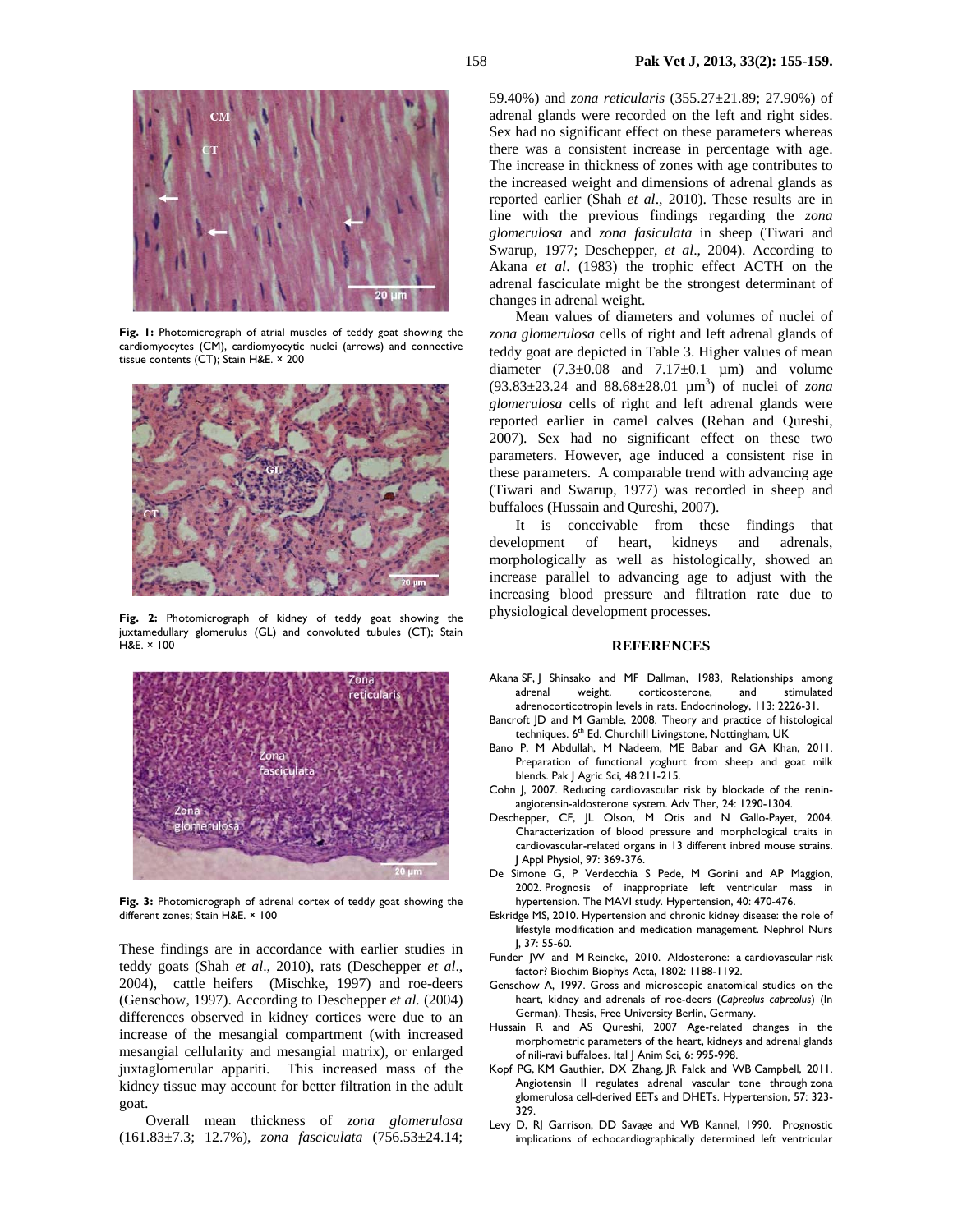Fig. 1: Photomicrograph of atrial muscles of teddy goat showing the cardiomyocytes (CM), cardiomyocytic nuclei (arrows) and connective tissue contents (CT); Stain H&E. × 200

Fig. 2: Photomicrograph of kidney of teddy goat showing the juxtamedullary glomerulus (GL) and convoluted tubules (CT); Stain H&E. × 100

Fig. 3: Photomicrograph of adrenal cortex of teddy goat showing the different zones; Stain H&E. × 100

These findings are in accordance with earlier studies in teddy goats (Shah *et al*., 2010), rats (Deschepper *et al*., 2004), cattle heifers (Mischke, 1997) and roe-deers (Genschow, 1997). According to Deschepper *et al.* (2004) differences observed in kidney cortices were due to an increase of the mesangial compartment (with increased mesangial cellularity and mesangial matrix), or enlarged juxtaglomerular appariti. This increased mass of the kidney tissue may account for better filtration in the adult goat.

Overall mean thickness of *zona glomerulosa* (161.83±7.3; 12.7%), *zona fasciculata* (756.53±24.14; 59.40%) and *zona reticularis* (355.27±21.89; 27.90%) of adrenal glands were recorded on the left and right sides. Sex had no significant effect on these parameters whereas there was a consistent increase in percentage with age. The increase in thickness of zones with age contributes to the increased weight and dimensions of adrenal glands as reported earlier (Shah *et al*., 2010). These results are in line with the previous findings regarding the *zona glomerulosa* and *zona fasiculata* in sheep (Tiwari and Swarup, 1977; Deschepper, *et al*., 2004). According to Akana *et al*. (1983) the trophic effect ACTH on the adrenal fasciculate might be the strongest determinant of changes in adrenal weight.

Mean values of diameters and volumes of nuclei of *zona glomerulosa* cells of right and left adrenal glands of teddy goat are depicted in Table 3. Higher values of mean diameter (7.3±0.08 and 7.17±0.1 μm) and volume (93.83±23.24 and 88.68±28.01 $\mu m^3$) of nuclei of *zona glomerulosa* cells of right and left adrenal glands were reported earlier in camel calves (Rehan and Qureshi, 2007). Sex had no significant effect on these two parameters. However, age induced a consistent rise in these parameters. A comparable trend with advancing age (Tiwari and Swarup, 1977) was recorded in sheep and buffaloes (Hussain and Qureshi, 2007).

It is conceivable from these findings that development of heart, kidneys and adrenals, morphologically as well as histologically, showed an increase parallel to advancing age to adjust with the increasing blood pressure and filtration rate due to physiological development processes.

## REFERENCES

- Akana SF, J Shinsako and MF Dallman, 1983, Relationships among adrenal weight, corticosterone, and stimulated adrenocorticotropin levels in rats. Endocrinology, 113: 2226-31.
- Bancroft JD and M Gamble, 2008. Theory and practice of histological techniques. 6th Ed. Churchill Livingstone, Nottingham, UK
- Bano P, M Abdullah, M Nadeem, ME Babar and GA Khan, 2011. Preparation of functional yoghurt from sheep and goat milk blends. Pak J Agric Sci, 48:211-215.
- Cohn J, 2007. Reducing cardiovascular risk by blockade of the renin-angiotensin-aldosterone system. Adv Ther, 24: 1290-1304.
- Deschepper, CF, JL Olson, M Otis and N Gallo-Payet, 2004. Characterization of blood pressure and morphological traits in cardiovascular-related organs in 13 different inbred mouse strains. J Appl Physiol, 97: 369-376.
- De Simone G, P Verdecchia S Pede, M Gorini and AP Maggion, 2002. Prognosis of inappropriate left ventricular mass in hypertension. The MAVI study. Hypertension, 40: 470-476.
- Eskridge MS, 2010. Hypertension and chronic kidney disease: the role of lifestyle modification and medication management. Nephrol Nurs J, 37: 55-60.
- Funder JW and M Reincke, 2010. Aldosterone: a cardiovascular risk factor? Biochim Biophys Acta, 1802: 1188-1192.
- Genschow A, 1997. Gross and microscopic anatomical studies on the heart, kidney and adrenals of roe-deers (*Capreolus capreolus*) (In German). Thesis, Free University Berlin, Germany.
- Hussain R and AS Qureshi, 2007 Age-related changes in the morphometric parameters of the heart, kidneys and adrenal glands of nili-ravi buffaloes. Ital J Anim Sci, 6: 995-998.
- Kopf PG, KM Gauthier, DX Zhang, JR Falck and WB Campbell, 2011. Angiotensin II regulates adrenal vascular tone through zona glomerulosa cell-derived EETs and DHETs. Hypertension, 57: 323-329.
- Levy D, RJ Garrison, DD Savage and WB Kannel, 1990. Prognostic implications of echocardiographically determined left ventricular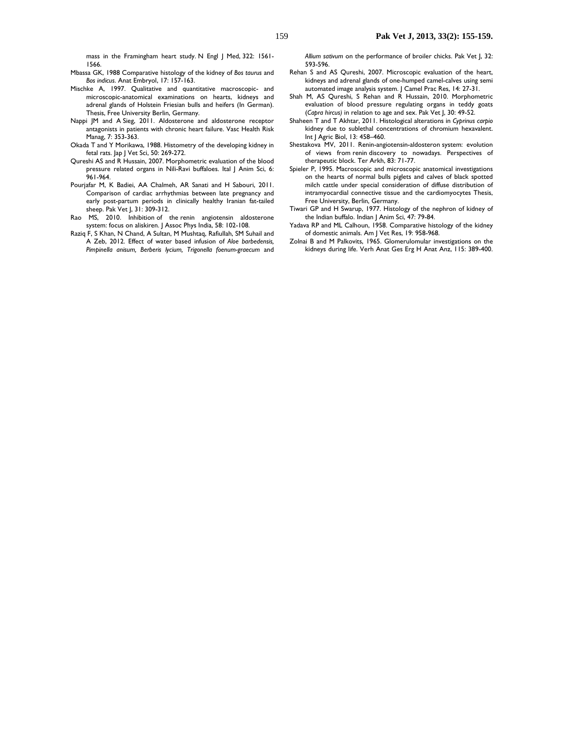mass in the Framingham heart study. N Engl J Med, 322: 1561-1566.

Mbassa GK, 1988 Comparative histology of the kidney of *Bos taurus* and *Bos indicus*. Anat Embryol, 17: 157-163.

Mischke A, 1997. Qualitative and quantitative macroscopic- and microscopic-anatomical examinations on hearts, kidneys and adrenal glands of Holstein Friesian bulls and heifers (In German). Thesis, Free University Berlin, Germany.

Nappi JM and A Sieg, 2011. Aldosterone and aldosterone receptor antagonists in patients with chronic heart failure. Vasc Health Risk Manag, 7: 353-363.

Okada T and Y Morikawa, 1988. Histometry of the developing kidney in fetal rats. Jap J Vet Sci, 50: 269-272.

Qureshi AS and R Hussain, 2007. Morphometric evaluation of the blood pressure related organs in Nili-Ravi buffaloes. Ital J Anim Sci, 6: 961-964.

Pourjafar M, K Badiei, AA Chalmeh, AR Sanati and H Sabouri, 2011. Comparison of cardiac arrhythmias between late pregnancy and early post-partum periods in clinically healthy Iranian fat-tailed sheep. Pak Vet J, 31: 309-312.

Rao MS, 2010. Inhibition of the renin angiotensin aldosterone system: focus on aliskiren. J Assoc Phys India, 58: 102-108.

Raziq F, S Khan, N Chand, A Sultan, M Mushtaq, Rafiullah, SM Suhail and A Zeb, 2012. Effect of water based infusion of *Aloe barbedensis, Pimpinella anisum, Berberis lycium, Trigonella foenum-graecum* and *Allium sativum* on the performance of broiler chicks. Pak Vet J, 32: 593-596.

Rehan S and AS Qureshi, 2007. Microscopic evaluation of the heart, kidneys and adrenal glands of one-humped camel-calves using semi automated image analysis system. J Camel Prac Res, 14: 27-31.

Shah M, AS Qureshi, S Rehan and R Hussain, 2010. Morphometric evaluation of blood pressure regulating organs in teddy goats (*Capra hircus)* in relation to age and sex. Pak Vet J, 30: 49-52.

Shaheen T and T Akhtar, 2011. Histological alterations in *Cyprinus carpio* kidney due to sublethal concentrations of chromium hexavalent. Int J Agric Biol, 13: 458–460.

Shestakova MV, 2011. Renin-angiotensin-aldosteron system: evolution of views from renin discovery to nowadays. Perspectives of therapeutic block. Ter Arkh, 83: 71-77.

Spieler P, 1995. Macroscopic and microscopic anatomical investigations on the hearts of normal bulls piglets and calves of black spotted milch cattle under special consideration of diffuse distribution of intramyocardial connective tissue and the cardiomyocytes Thesis, Free University, Berlin, Germany.

Tiwari GP and H Swarup, 1977. Histology of the nephron of kidney of the Indian buffalo. Indian J Anim Sci, 47: 79-84.

Yadava RP and ML Calhoun, 1958. Comparative histology of the kidney of domestic animals. Am J Vet Res, 19: 958-968.

Zolnai B and M Palkovits, 1965. Glomerulomular investigations on the kidneys during life. Verh Anat Ges Erg H Anat Anz, 115: 389-400.